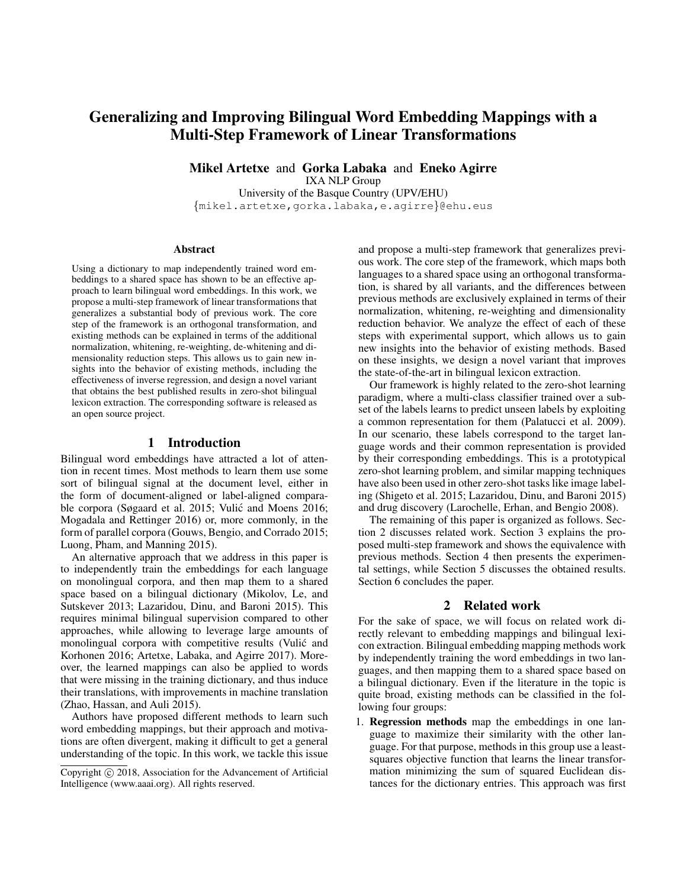# Generalizing and Improving Bilingual Word Embedding Mappings with a Multi-Step Framework of Linear Transformations

**Mikel Artetxe** and **Gorka Labaka** and **Eneko Agirre**
IXA NLP Group
University of the Basque Country (UPV/EHU)
{mikel.artetxe,gorka.labaka,e.agirre}@ehu.eus

### Abstract

Using a dictionary to map independently trained word embeddings to a shared space has shown to be an effective approach to learn bilingual word embeddings. In this work, we propose a multi-step framework of linear transformations that generalizes a substantial body of previous work. The core step of the framework is an orthogonal transformation, and existing methods can be explained in terms of the additional normalization, whitening, re-weighting, de-whitening and dimensionality reduction steps. This allows us to gain new insights into the behavior of existing methods, including the effectiveness of inverse regression, and design a novel variant that obtains the best published results in zero-shot bilingual lexicon extraction. The corresponding software is released as an open source project.

## 1 Introduction

Bilingual word embeddings have attracted a lot of attention in recent times. Most methods to learn them use some sort of bilingual signal at the document level, either in the form of document-aligned or label-aligned comparable corpora (Søgaard et al. 2015; Vulić and Moens 2016; Mogadala and Rettinger 2016) or, more commonly, in the form of parallel corpora (Gouws, Bengio, and Corrado 2015; Luong, Pham, and Manning 2015).

An alternative approach that we address in this paper is to independently train the embeddings for each language on monolingual corpora, and then map them to a shared space based on a bilingual dictionary (Mikolov, Le, and Sutskever 2013; Lazaridou, Dinu, and Baroni 2015). This requires minimal bilingual supervision compared to other approaches, while allowing to leverage large amounts of monolingual corpora with competitive results (Vulić and Korhonen 2016; Artetxe, Labaka, and Agirre 2017). Moreover, the learned mappings can also be applied to words that were missing in the training dictionary, and thus induce their translations, with improvements in machine translation (Zhao, Hassan, and Auli 2015).

Authors have proposed different methods to learn such word embedding mappings, but their approach and motivations are often divergent, making it difficult to get a general understanding of the topic. In this work, we tackle this issue and propose a multi-step framework that generalizes previous work. The core step of the framework, which maps both languages to a shared space using an orthogonal transformation, is shared by all variants, and the differences between previous methods are exclusively explained in terms of their normalization, whitening, re-weighting and dimensionality reduction behavior. We analyze the effect of each of these steps with experimental support, which allows us to gain new insights into the behavior of existing methods. Based on these insights, we design a novel variant that improves the state-of-the-art in bilingual lexicon extraction.

Our framework is highly related to the zero-shot learning paradigm, where a multi-class classifier trained over a subset of the labels learns to predict unseen labels by exploiting a common representation for them (Palatucci et al. 2009). In our scenario, these labels correspond to the target language words and their common representation is provided by their corresponding embeddings. This is a prototypical zero-shot learning problem, and similar mapping techniques have also been used in other zero-shot tasks like image labeling (Shigeto et al. 2015; Lazaridou, Dinu, and Baroni 2015) and drug discovery (Larochelle, Erhan, and Bengio 2008).

The remaining of this paper is organized as follows. Section 2 discusses related work. Section 3 explains the proposed multi-step framework and shows the equivalence with previous methods. Section 4 then presents the experimental settings, while Section 5 discusses the obtained results. Section 6 concludes the paper.

## 2 Related work

For the sake of space, we will focus on related work directly relevant to embedding mappings and bilingual lexicon extraction. Bilingual embedding mapping methods work by independently training the word embeddings in two languages, and then mapping them to a shared space based on a bilingual dictionary. Even if the literature in the topic is quite broad, existing methods can be classified in the following four groups:

1. **Regression methods** map the embeddings in one language to maximize their similarity with the other language. For that purpose, methods in this group use a least-squares objective function that learns the linear transformation minimizing the sum of squared Euclidean distances for the dictionary entries. This approach was first

Copyright © 2018, Association for the Advancement of Artificial Intelligence (www.aaai.org). All rights reserved.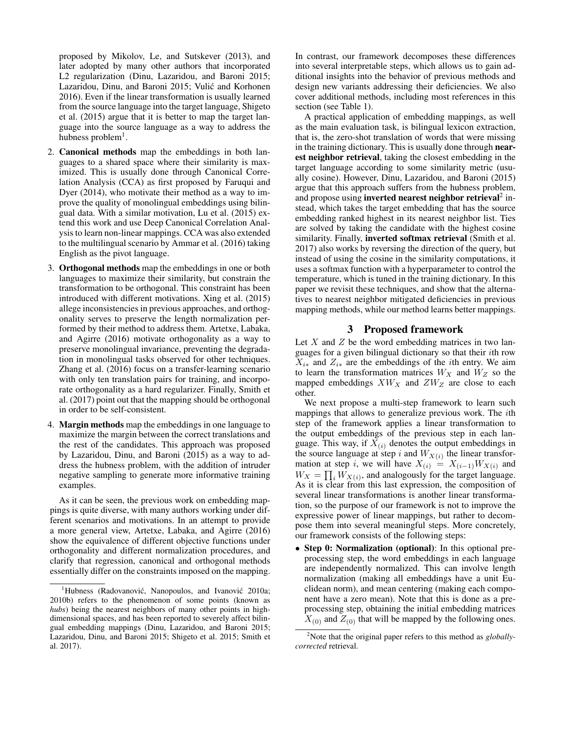proposed by Mikolov, Le, and Sutskever (2013), and later adopted by many other authors that incorporated L2 regularization (Dinu, Lazaridou, and Baroni 2015; Lazaridou, Dinu, and Baroni 2015; Vulić and Korhonen 2016). Even if the linear transformation is usually learned from the source language into the target language, Shigeto et al. (2015) argue that it is better to map the target language into the source language as a way to address the hubness problem[1].

2. **Canonical methods** map the embeddings in both languages to a shared space where their similarity is maximized. This is usually done through Canonical Correlation Analysis (CCA) as first proposed by Faruqui and Dyer (2014), who motivate their method as a way to improve the quality of monolingual embeddings using bilingual data. With a similar motivation, Lu et al. (2015) extend this work and use Deep Canonical Correlation Analysis to learn non-linear mappings. CCA was also extended to the multilingual scenario by Ammar et al. (2016) taking English as the pivot language.

3. **Orthogonal methods** map the embeddings in one or both languages to maximize their similarity, but constrain the transformation to be orthogonal. This constraint has been introduced with different motivations. Xing et al. (2015) allege inconsistencies in previous approaches, and orthogonality serves to preserve the length normalization performed by their method to address them. Artetxe, Labaka, and Agirre (2016) motivate orthogonality as a way to preserve monolingual invariance, preventing the degradation in monolingual tasks observed for other techniques. Zhang et al. (2016) focus on a transfer-learning scenario with only ten translation pairs for training, and incorporate orthogonality as a hard regularizer. Finally, Smith et al. (2017) point out that the mapping should be orthogonal in order to be self-consistent.

4. **Margin methods** map the embeddings in one language to maximize the margin between the correct translations and the rest of the candidates. This approach was proposed by Lazaridou, Dinu, and Baroni (2015) as a way to address the hubness problem, with the addition of intruder negative sampling to generate more informative training examples.

As it can be seen, the previous work on embedding mappings is quite diverse, with many authors working under different scenarios and motivations. In an attempt to provide a more general view, Artetxe, Labaka, and Agirre (2016) show the equivalence of different objective functions under orthogonality and different normalization procedures, and clarify that regression, canonical and orthogonal methods essentially differ on the constraints imposed on the mapping. In contrast, our framework decomposes these differences into several interpretable steps, which allows us to gain additional insights into the behavior of previous methods and design new variants addressing their deficiencies. We also cover additional methods, including most references in this section (see Table 1).

A practical application of embedding mappings, as well as the main evaluation task, is bilingual lexicon extraction, that is, the zero-shot translation of words that were missing in the training dictionary. This is usually done through **nearest neighbor retrieval**, taking the closest embedding in the target language according to some similarity metric (usually cosine). However, Dinu, Lazaridou, and Baroni (2015) argue that this approach suffers from the hubness problem, and propose using **inverted nearest neighbor retrieval**[2] instead, which takes the target embedding that has the source embedding ranked highest in its nearest neighbor list. Ties are solved by taking the candidate with the highest cosine similarity. Finally, **inverted softmax retrieval** (Smith et al. 2017) also works by reversing the direction of the query, but instead of using the cosine in the similarity computations, it uses a softmax function with a hyperparameter to control the temperature, which is tuned in the training dictionary. In this paper we revisit these techniques, and show that the alternatives to nearest neighbor mitigated deficiencies in previous mapping methods, while our method learns better mappings.

## 3 Proposed framework

Let $X$ and $Z$ be the word embedding matrices in two languages for a given bilingual dictionary so that their $i$th row $X_{i*}$ and $Z_{i*}$ are the embeddings of the $i$th entry. We aim to learn the transformation matrices $W_X$ and $W_Z$ so the mapped embeddings $XW_X$ and $ZW_Z$ are close to each other.

We next propose a multi-step framework to learn such mappings that allows to generalize previous work. The $i$th step of the framework applies a linear transformation to the output embeddings of the previous step in each language. This way, if $X_{(i)}$ denotes the output embeddings in the source language at step $i$ and $W_{X(i)}$ the linear transformation at step $i$, we will have $X_{(i)} = X_{(i-1)}W_{X(i)}$ and $W_X = \prod_i W_{X(i)}$, and analogously for the target language. As it is clear from this last expression, the composition of several linear transformations is another linear transformation, so the purpose of our framework is not to improve the expressive power of linear mappings, but rather to decompose them into several meaningful steps. More concretely, our framework consists of the following steps:

- **Step 0: Normalization (optional)**: In this optional preprocessing step, the word embeddings in each language are independently normalized. This can involve length normalization (making all embeddings have a unit Euclidean norm), and mean centering (making each component have a zero mean). Note that this is done as a preprocessing step, obtaining the initial embedding matrices $X_{(0)}$ and $Z_{(0)}$ that will be mapped by the following ones.

[1] Hubness (Radovanović, Nanopoulos, and Ivanović 2010a; 2010b) refers to the phenomenon of some points (known as *hubs*) being the nearest neighbors of many other points in high-dimensional spaces, and has been reported to severely affect bilingual embedding mappings (Dinu, Lazaridou, and Baroni 2015; Lazaridou, Dinu, and Baroni 2015; Shigeto et al. 2015; Smith et al. 2017).

[2] Note that the original paper refers to this method as *globally-corrected* retrieval.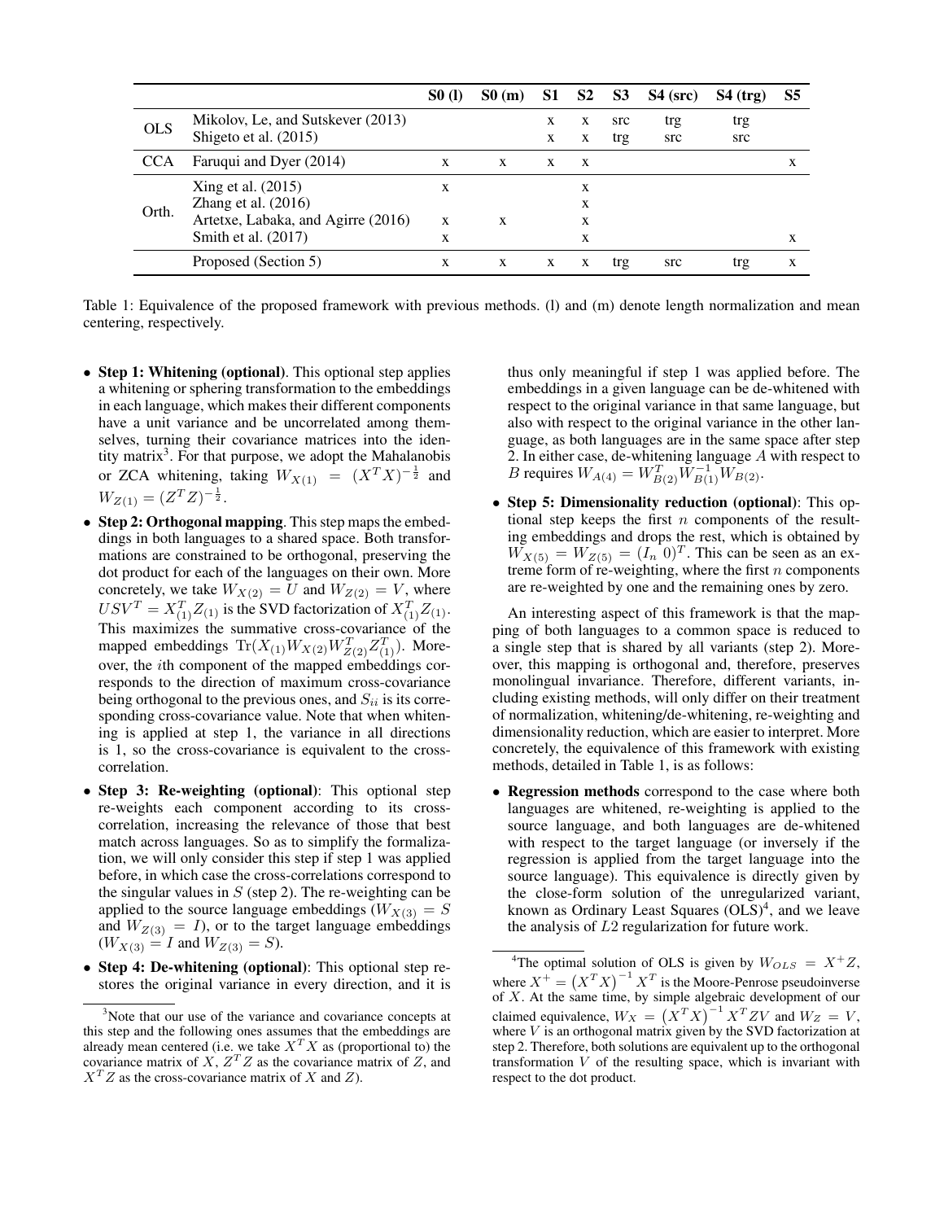| | | S0 (l) | S0 (m) | S1 | S2 | S3 | S4 (src) | S4 (trg) | S5 |
|---|---|---|---|---|---|---|---|---|---|
| OLS | Mikolov, Le, and Sutskever (2013) | | | x | x | src | trg | trg | |
| | Shigeto et al. (2015) | | | x | x | trg | src | src | |
| CCA | Faruqui and Dyer (2014) | x | x | x | x | | | | x |
| Orth. | Xing et al. (2015) | x | | | x | | | | |
| | Zhang et al. (2016) | | | | x | | | | |
| | Artetxe, Labaka, and Agirre (2016) | x | x | | x | | | | |
| | Smith et al. (2017) | x | | | x | | | | x |
| | Proposed (Section 5) | x | x | x | x | trg | src | trg | x |

Table 1: Equivalence of the proposed framework with previous methods. (l) and (m) denote length normalization and mean centering, respectively.

- **Step 1: Whitening (optional)**. This optional step applies a whitening or sphering transformation to the embeddings in each language, which makes their different components have a unit variance and be uncorrelated among themselves, turning their covariance matrices into the identity matrix[3]. For that purpose, we adopt the Mahalanobis or ZCA whitening, taking $W_{X(1)} = (X^T X)^{-\frac{1}{2}}$ and $W_{Z(1)} = (Z^T Z)^{-\frac{1}{2}}$.
- **Step 2: Orthogonal mapping**. This step maps the embeddings in both languages to a shared space. Both transformations are constrained to be orthogonal, preserving the dot product for each of the languages on their own. More concretely, we take $W_{X(2)} = U$ and $W_{Z(2)} = V$, where $USV^T = X_{(1)}^T Z_{(1)}$ is the SVD factorization of $X_{(1)}^T Z_{(1)}$. This maximizes the summative cross-covariance of the mapped embeddings $\text{Tr}(X_{(1)} W_{X(2)} W_{Z(2)}^T Z_{(1)}^T)$. Moreover, the $i$th component of the mapped embeddings corresponds to the direction of maximum cross-covariance being orthogonal to the previous ones, and $S_{ii}$ is its corresponding cross-covariance value. Note that when whitening is applied at step 1, the variance in all directions is 1, so the cross-covariance is equivalent to the cross-correlation.
- **Step 3: Re-weighting (optional)**: This optional step re-weights each component according to its cross-correlation, increasing the relevance of those that best match across languages. So as to simplify the formalization, we will only consider this step if step 1 was applied before, in which case the cross-correlations correspond to the singular values in $S$ (step 2). The re-weighting can be applied to the source language embeddings ($W_{X(3)} = S$ and $W_{Z(3)} = I$), or to the target language embeddings ($W_{X(3)} = I$ and $W_{Z(3)} = S$).
- **Step 4: De-whitening (optional)**: This optional step restores the original variance in every direction, and it is thus only meaningful if step 1 was applied before. The embeddings in a given language can be de-whitened with respect to the original variance in that same language, but also with respect to the original variance in the other language, as both languages are in the same space after step 2. In either case, de-whitening language $A$ with respect to $B$ requires $W_{A(4)} = W_{B(2)}^T W_{B(1)}^{-1} W_{B(2)}$.
- **Step 5: Dimensionality reduction (optional)**: This optional step keeps the first $n$ components of the resulting embeddings and drops the rest, which is obtained by $W_{X(5)} = W_{Z(5)} = (I_n \ 0)^T$. This can be seen as an extreme form of re-weighting, where the first $n$ components are re-weighted by one and the remaining ones by zero.

An interesting aspect of this framework is that the mapping of both languages to a common space is reduced to a single step that is shared by all variants (step 2). Moreover, this mapping is orthogonal and, therefore, preserves monolingual invariance. Therefore, different variants, including existing methods, will only differ on their treatment of normalization, whitening/de-whitening, re-weighting and dimensionality reduction, which are easier to interpret. More concretely, the equivalence of this framework with existing methods, detailed in Table 1, is as follows:

- **Regression methods** correspond to the case where both languages are whitened, re-weighting is applied to the source language, and both languages are de-whitened with respect to the target language (or inversely if the regression is applied from the target language into the source language). This equivalence is directly given by the close-form solution of the unregularized variant, known as Ordinary Least Squares (OLS)[4], and we leave the analysis of $L2$ regularization for future work.

[3] Note that our use of the variance and covariance concepts at this step and the following ones assumes that the embeddings are already mean centered (i.e. we take $X^T X$ as (proportional to) the covariance matrix of $X$, $Z^T Z$ as the covariance matrix of $Z$, and $X^T Z$ as the cross-covariance matrix of $X$ and $Z$).

[4] The optimal solution of OLS is given by $W_{OLS} = X^+ Z$, where $X^+ = \left(X^T X\right)^{-1} X^T$ is the Moore-Penrose pseudoinverse of $X$. At the same time, by simple algebraic development of our claimed equivalence, $W_X = \left(X^T X\right)^{-1} X^T Z V$ and $W_Z = V$, where $V$ is an orthogonal matrix given by the SVD factorization at step 2. Therefore, both solutions are equivalent up to the orthogonal transformation $V$ of the resulting space, which is invariant with respect to the dot product.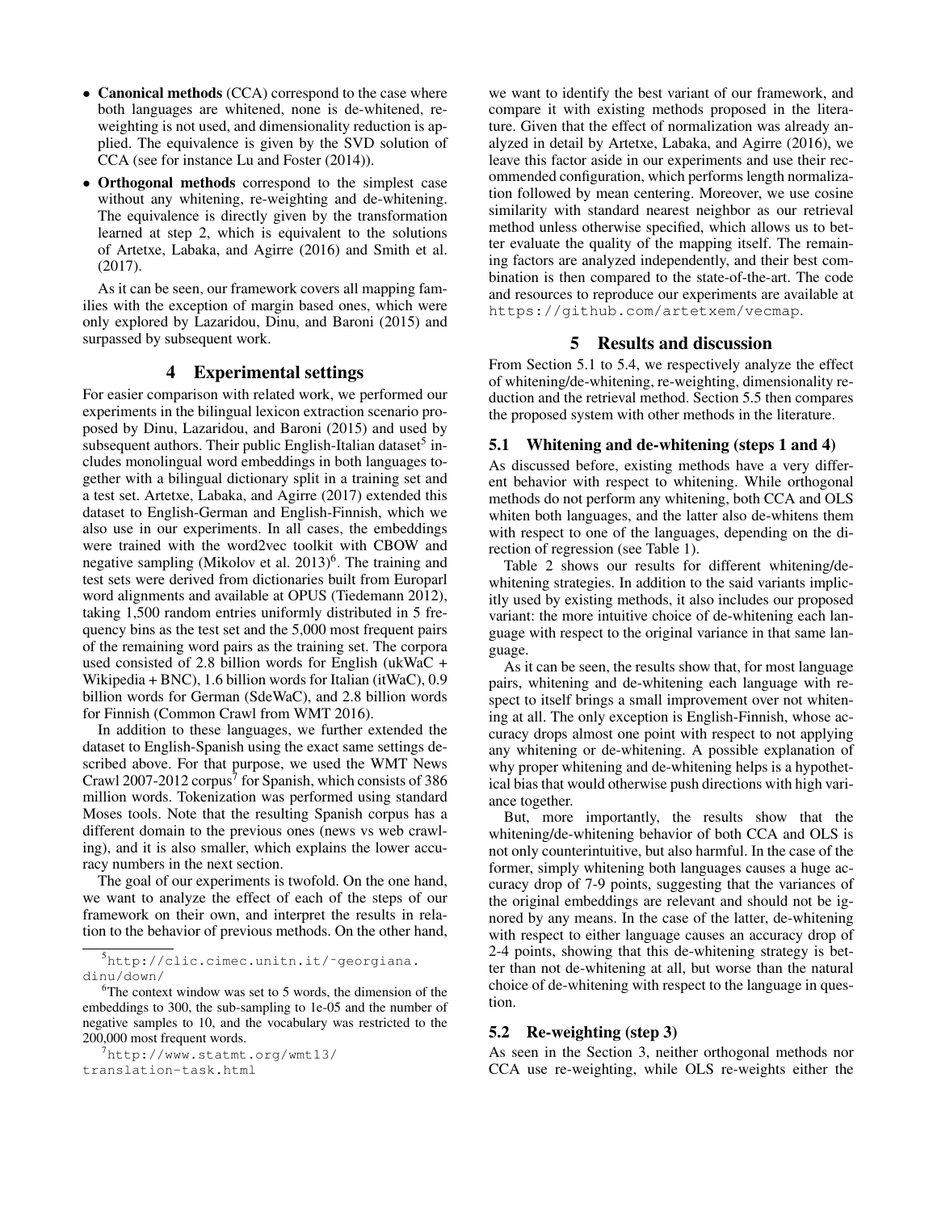- **Canonical methods** (CCA) correspond to the case where both languages are whitened, none is de-whitened, re-weighting is not used, and dimensionality reduction is applied. The equivalence is given by the SVD solution of CCA (see for instance Lu and Foster (2014)).
- **Orthogonal methods** correspond to the simplest case without any whitening, re-weighting and de-whitening. The equivalence is directly given by the transformation learned at step 2, which is equivalent to the solutions of Artetxe, Labaka, and Agirre (2016) and Smith et al. (2017).

As it can be seen, our framework covers all mapping families with the exception of margin based ones, which were only explored by Lazaridou, Dinu, and Baroni (2015) and surpassed by subsequent work.

## 4 Experimental settings

For easier comparison with related work, we performed our experiments in the bilingual lexicon extraction scenario proposed by Dinu, Lazaridou, and Baroni (2015) and used by subsequent authors. Their public English-Italian dataset[5] includes monolingual word embeddings in both languages together with a bilingual dictionary split in a training set and a test set. Artetxe, Labaka, and Agirre (2017) extended this dataset to English-German and English-Finnish, which we also use in our experiments. In all cases, the embeddings were trained with the word2vec toolkit with CBOW and negative sampling (Mikolov et al. 2013)[6]. The training and test sets were derived from dictionaries built from Europarl word alignments and available at OPUS (Tiedemann 2012), taking 1,500 random entries uniformly distributed in 5 frequency bins as the test set and the 5,000 most frequent pairs of the remaining word pairs as the training set. The corpora used consisted of 2.8 billion words for English (ukWaC + Wikipedia + BNC), 1.6 billion words for Italian (itWaC), 0.9 billion words for German (SdeWaC), and 2.8 billion words for Finnish (Common Crawl from WMT 2016).

In addition to these languages, we further extended the dataset to English-Spanish using the exact same settings described above. For that purpose, we used the WMT News Crawl 2007-2012 corpus[7] for Spanish, which consists of 386 million words. Tokenization was performed using standard Moses tools. Note that the resulting Spanish corpus has a different domain to the previous ones (news vs web crawling), and it is also smaller, which explains the lower accuracy numbers in the next section.

The goal of our experiments is twofold. On the one hand, we want to analyze the effect of each of the steps of our framework on their own, and interpret the results in relation to the behavior of previous methods. On the other hand, we want to identify the best variant of our framework, and compare it with existing methods proposed in the literature. Given that the effect of normalization was already analyzed in detail by Artetxe, Labaka, and Agirre (2016), we leave this factor aside in our experiments and use their recommended configuration, which performs length normalization followed by mean centering. Moreover, we use cosine similarity with standard nearest neighbor as our retrieval method unless otherwise specified, which allows us to better evaluate the quality of the mapping itself. The remaining factors are analyzed independently, and their best combination is then compared to the state-of-the-art. The code and resources to reproduce our experiments are available at `https://github.com/artetxem/vecmap`.

[5] `http://clic.cimec.unitn.it/~georgiana.dinu/down/`

[6] The context window was set to 5 words, the dimension of the embeddings to 300, the sub-sampling to 1e-05 and the number of negative samples to 10, and the vocabulary was restricted to the 200,000 most frequent words.

[7] `http://www.statmt.org/wmt13/translation-task.html`

## 5 Results and discussion

From Section 5.1 to 5.4, we respectively analyze the effect of whitening/de-whitening, re-weighting, dimensionality reduction and the retrieval method. Section 5.5 then compares the proposed system with other methods in the literature.

### 5.1 Whitening and de-whitening (steps 1 and 4)

As discussed before, existing methods have a very different behavior with respect to whitening. While orthogonal methods do not perform any whitening, both CCA and OLS whiten both languages, and the latter also de-whitens them with respect to one of the languages, depending on the direction of regression (see Table 1).

Table 2 shows our results for different whitening/de-whitening strategies. In addition to the said variants implicitly used by existing methods, it also includes our proposed variant: the more intuitive choice of de-whitening each language with respect to the original variance in that same language.

As it can be seen, the results show that, for most language pairs, whitening and de-whitening each language with respect to itself brings a small improvement over not whitening at all. The only exception is English-Finnish, whose accuracy drops almost one point with respect to not applying any whitening or de-whitening. A possible explanation of why proper whitening and de-whitening helps is a hypothetical bias that would otherwise push directions with high variance together.

But, more importantly, the results show that the whitening/de-whitening behavior of both CCA and OLS is not only counterintuitive, but also harmful. In the case of the former, simply whitening both languages causes a huge accuracy drop of 7-9 points, suggesting that the variances of the original embeddings are relevant and should not be ignored by any means. In the case of the latter, de-whitening with respect to either language causes an accuracy drop of 2-4 points, showing that this de-whitening strategy is better than not de-whitening at all, but worse than the natural choice of de-whitening with respect to the language in question.

### 5.2 Re-weighting (step 3)

As seen in the Section 3, neither orthogonal methods nor CCA use re-weighting, while OLS re-weights either the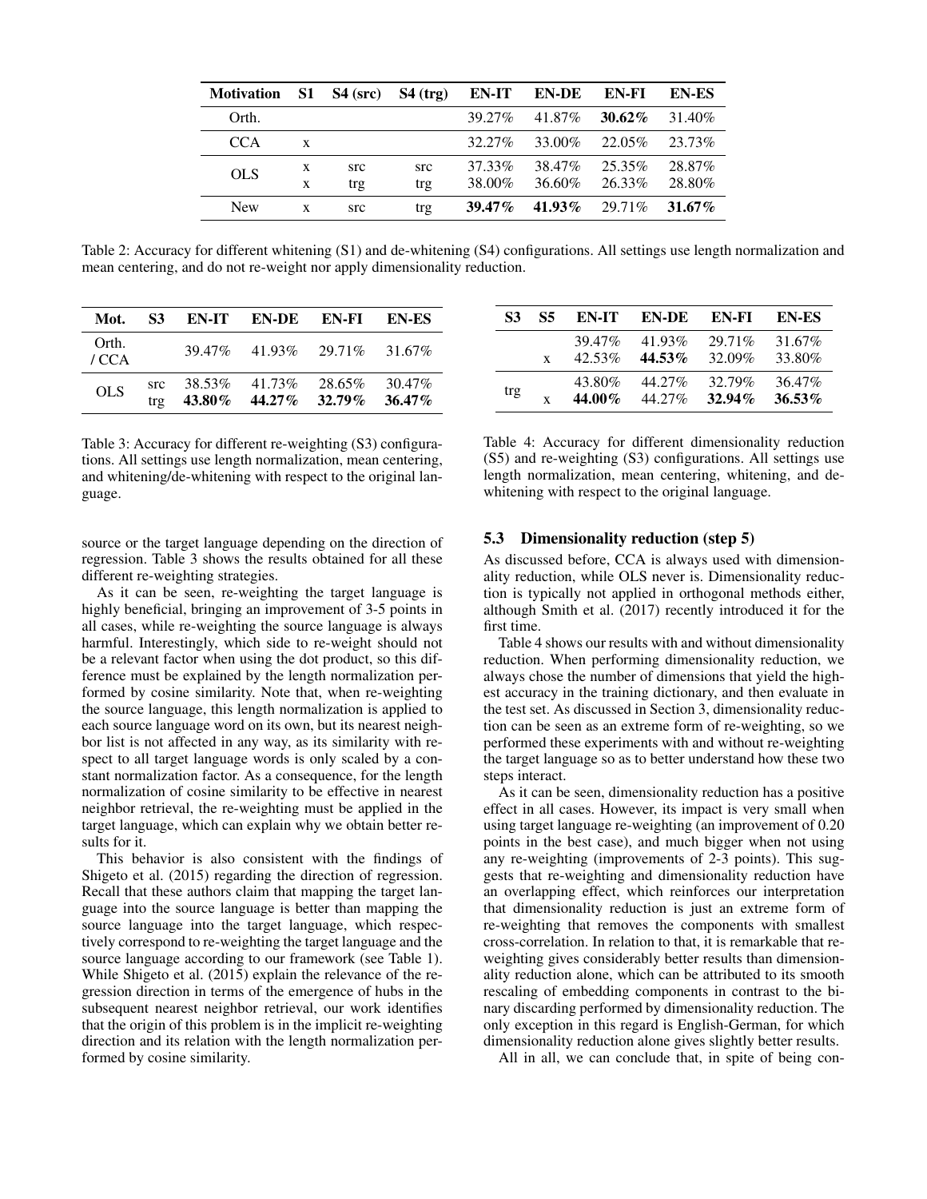| Motivation | S1 | S4 (src) | S4 (trg) | EN-IT | EN-DE | EN-FI | EN-ES |
|---|---|---|---|---|---|---|---|
| Orth. | | | | 39.27% | 41.87% | **30.62%** | 31.40% |
| CCA | x | | | 32.27% | 33.00% | 22.05% | 23.73% |
| OLS | x | src | src | 37.33% | 38.47% | 25.35% | 28.87% |
| | x | trg | trg | 38.00% | 36.60% | 26.33% | 28.80% |
| New | x | src | trg | **39.47%** | **41.93%** | 29.71% | **31.67%** |

Table 2: Accuracy for different whitening (S1) and de-whitening (S4) configurations. All settings use length normalization and mean centering, and do not re-weight nor apply dimensionality reduction.

| Mot. | S3 | EN-IT | EN-DE | EN-FI | EN-ES |
|---|---|---|---|---|---|
| Orth. / CCA | | 39.47% | 41.93% | 29.71% | 31.67% |
| OLS | src | 38.53% | 41.73% | 28.65% | 30.47% |
| | trg | **43.80%** | **44.27%** | **32.79%** | **36.47%** |

Table 3: Accuracy for different re-weighting (S3) configurations. All settings use length normalization, mean centering, and whitening/de-whitening with respect to the original language.

| S3 | S5 | EN-IT | EN-DE | EN-FI | EN-ES |
|---|---|---|---|---|---|
| | | 39.47% | 41.93% | 29.71% | 31.67% |
| | x | 42.53% | **44.53%** | 32.09% | 33.80% |
| trg | | 43.80% | 44.27% | 32.79% | 36.47% |
| | x | **44.00%** | 44.27% | **32.94%** | **36.53%** |

Table 4: Accuracy for different dimensionality reduction (S5) and re-weighting (S3) configurations. All settings use length normalization, mean centering, whitening, and de-whitening with respect to the original language.

source or the target language depending on the direction of regression. Table 3 shows the results obtained for all these different re-weighting strategies.

As it can be seen, re-weighting the target language is highly beneficial, bringing an improvement of 3-5 points in all cases, while re-weighting the source language is always harmful. Interestingly, which side to re-weight should not be a relevant factor when using the dot product, so this difference must be explained by the length normalization performed by cosine similarity. Note that, when re-weighting the source language, this length normalization is applied to each source language word on its own, but its nearest neighbor list is not affected in any way, as its similarity with respect to all target language words is only scaled by a constant normalization factor. As a consequence, for the length normalization of cosine similarity to be effective in nearest neighbor retrieval, the re-weighting must be applied in the target language, which can explain why we obtain better results for it.

This behavior is also consistent with the findings of Shigeto et al. (2015) regarding the direction of regression. Recall that these authors claim that mapping the target language into the source language is better than mapping the source language into the target language, which respectively correspond to re-weighting the target language and the source language according to our framework (see Table 1). While Shigeto et al. (2015) explain the relevance of the regression direction in terms of the emergence of hubs in the subsequent nearest neighbor retrieval, our work identifies that the origin of this problem is in the implicit re-weighting direction and its relation with the length normalization performed by cosine similarity.

### 5.3 Dimensionality reduction (step 5)

As discussed before, CCA is always used with dimensionality reduction, while OLS never is. Dimensionality reduction is typically not applied in orthogonal methods either, although Smith et al. (2017) recently introduced it for the first time.

Table 4 shows our results with and without dimensionality reduction. When performing dimensionality reduction, we always chose the number of dimensions that yield the highest accuracy in the training dictionary, and then evaluate in the test set. As discussed in Section 3, dimensionality reduction can be seen as an extreme form of re-weighting, so we performed these experiments with and without re-weighting the target language so as to better understand how these two steps interact.

As it can be seen, dimensionality reduction has a positive effect in all cases. However, its impact is very small when using target language re-weighting (an improvement of 0.20 points in the best case), and much bigger when not using any re-weighting (improvements of 2-3 points). This suggests that re-weighting and dimensionality reduction have an overlapping effect, which reinforces our interpretation that dimensionality reduction is just an extreme form of re-weighting that removes the components with smallest cross-correlation. In relation to that, it is remarkable that re-weighting gives considerably better results than dimensionality reduction alone, which can be attributed to its smooth rescaling of embedding components in contrast to the binary discarding performed by dimensionality reduction. The only exception in this regard is English-German, for which dimensionality reduction alone gives slightly better results.

All in all, we can conclude that, in spite of being con-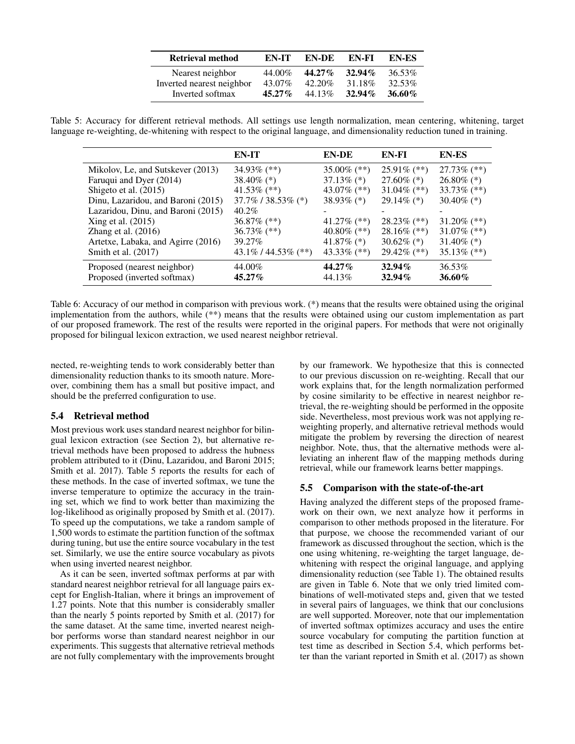| Retrieval method | EN-IT | EN-DE | EN-FI | EN-ES |
|---|---|---|---|---|
| Nearest neighbor | 44.00% | **44.27%** | **32.94%** | 36.53% |
| Inverted nearest neighbor | 43.07% | 42.20% | 31.18% | 32.53% |
| Inverted softmax | **45.27%** | 44.13% | **32.94%** | **36.60%** |

Table 5: Accuracy for different retrieval methods. All settings use length normalization, mean centering, whitening, target language re-weighting, de-whitening with respect to the original language, and dimensionality reduction tuned in training.

| | EN-IT | EN-DE | EN-FI | EN-ES |
|---|---|---|---|---|
| Mikolov, Le, and Sutskever (2013) | 34.93% (**) | 35.00% (**) | 25.91% (**) | 27.73% (**) |
| Faruqui and Dyer (2014) | 38.40% (*) | 37.13% (*) | 27.60% (*) | 26.80% (*) |
| Shigeto et al. (2015) | 41.53% (**) | 43.07% (**) | 31.04% (**) | 33.73% (**) |
| Dinu, Lazaridou, and Baroni (2015) | 37.7% / 38.53% (*) | 38.93% (*) | 29.14% (*) | 30.40% (*) |
| Lazaridou, Dinu, and Baroni (2015) | 40.2% | - | - | - |
| Xing et al. (2015) | 36.87% (**) | 41.27% (**) | 28.23% (**) | 31.20% (**) |
| Zhang et al. (2016) | 36.73% (**) | 40.80% (**) | 28.16% (**) | 31.07% (**) |
| Artetxe, Labaka, and Agirre (2016) | 39.27% | 41.87% (*) | 30.62% (*) | 31.40% (*) |
| Smith et al. (2017) | 43.1% / 44.53% (**) | 43.33% (**) | 29.42% (**) | 35.13% (**) |
| Proposed (nearest neighbor) | 44.00% | **44.27%** | **32.94%** | 36.53% |
| Proposed (inverted softmax) | **45.27%** | 44.13% | **32.94%** | **36.60%** |

Table 6: Accuracy of our method in comparison with previous work. (*) means that the results were obtained using the original implementation from the authors, while (**) means that the results were obtained using our custom implementation as part of our proposed framework. The rest of the results were reported in the original papers. For methods that were not originally proposed for bilingual lexicon extraction, we used nearest neighbor retrieval.

nected, re-weighting tends to work considerably better than dimensionality reduction thanks to its smooth nature. Moreover, combining them has a small but positive impact, and should be the preferred configuration to use.

## 5.4 Retrieval method

Most previous work uses standard nearest neighbor for bilingual lexicon extraction (see Section 2), but alternative retrieval methods have been proposed to address the hubness problem attributed to it (Dinu, Lazaridou, and Baroni 2015; Smith et al. 2017). Table 5 reports the results for each of these methods. In the case of inverted softmax, we tune the inverse temperature to optimize the accuracy in the training set, which we find to work better than maximizing the log-likelihood as originally proposed by Smith et al. (2017). To speed up the computations, we take a random sample of 1,500 words to estimate the partition function of the softmax during tuning, but use the entire source vocabulary in the test set. Similarly, we use the entire source vocabulary as pivots when using inverted nearest neighbor.

As it can be seen, inverted softmax performs at par with standard nearest neighbor retrieval for all language pairs except for English-Italian, where it brings an improvement of 1.27 points. Note that this number is considerably smaller than the nearly 5 points reported by Smith et al. (2017) for the same dataset. At the same time, inverted nearest neighbor performs worse than standard nearest neighbor in our experiments. This suggests that alternative retrieval methods are not fully complementary with the improvements brought by our framework. We hypothesize that this is connected to our previous discussion on re-weighting. Recall that our work explains that, for the length normalization performed by cosine similarity to be effective in nearest neighbor retrieval, the re-weighting should be performed in the opposite side. Nevertheless, most previous work was not applying re-weighting properly, and alternative retrieval methods would mitigate the problem by reversing the direction of nearest neighbor. Note, thus, that the alternative methods were alleviating an inherent flaw of the mapping methods during retrieval, while our framework learns better mappings.

## 5.5 Comparison with the state-of-the-art

Having analyzed the different steps of the proposed framework on their own, we next analyze how it performs in comparison to other methods proposed in the literature. For that purpose, we choose the recommended variant of our framework as discussed throughout the section, which is the one using whitening, re-weighting the target language, de-whitening with respect the original language, and applying dimensionality reduction (see Table 1). The obtained results are given in Table 6. Note that we only tried limited combinations of well-motivated steps and, given that we tested in several pairs of languages, we think that our conclusions are well supported. Moreover, note that our implementation of inverted softmax optimizes accuracy and uses the entire source vocabulary for computing the partition function at test time as described in Section 5.4, which performs better than the variant reported in Smith et al. (2017) as shown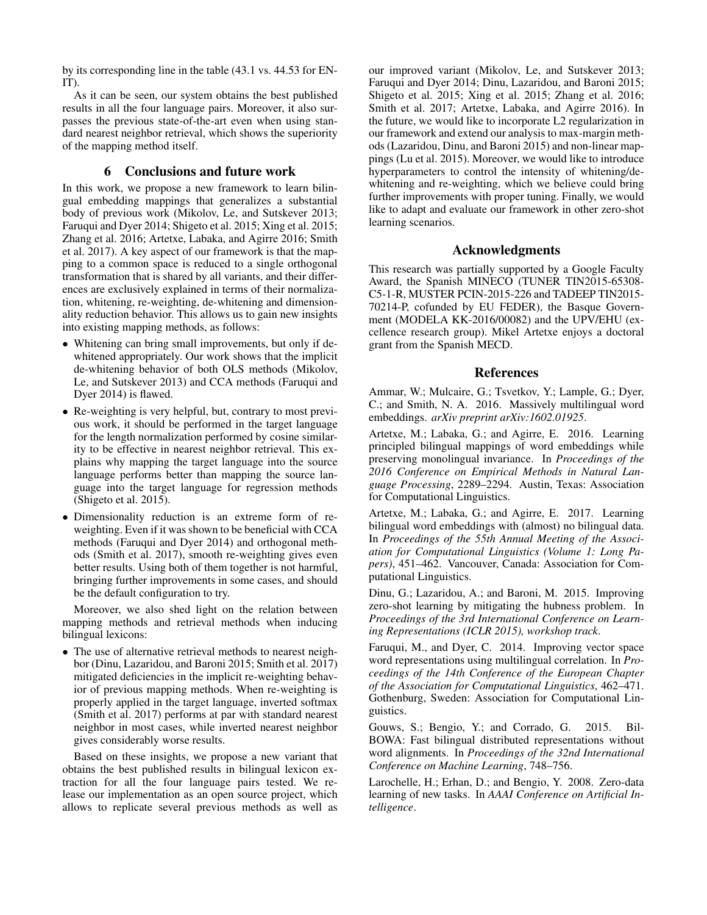by its corresponding line in the table (43.1 vs. 44.53 for EN-IT).

As it can be seen, our system obtains the best published results in all the four language pairs. Moreover, it also surpasses the previous state-of-the-art even when using standard nearest neighbor retrieval, which shows the superiority of the mapping method itself.

## 6 Conclusions and future work

In this work, we propose a new framework to learn bilingual embedding mappings that generalizes a substantial body of previous work (Mikolov, Le, and Sutskever 2013; Faruqui and Dyer 2014; Shigeto et al. 2015; Xing et al. 2015; Zhang et al. 2016; Artetxe, Labaka, and Agirre 2016; Smith et al. 2017). A key aspect of our framework is that the mapping to a common space is reduced to a single orthogonal transformation that is shared by all variants, and their differences are exclusively explained in terms of their normalization, whitening, re-weighting, de-whitening and dimensionality reduction behavior. This allows us to gain new insights into existing mapping methods, as follows:

- Whitening can bring small improvements, but only if de-whitened appropriately. Our work shows that the implicit de-whitening behavior of both OLS methods (Mikolov, Le, and Sutskever 2013) and CCA methods (Faruqui and Dyer 2014) is flawed.
- Re-weighting is very helpful, but, contrary to most previous work, it should be performed in the target language for the length normalization performed by cosine similarity to be effective in nearest neighbor retrieval. This explains why mapping the target language into the source language performs better than mapping the source language into the target language for regression methods (Shigeto et al. 2015).
- Dimensionality reduction is an extreme form of re-weighting. Even if it was shown to be beneficial with CCA methods (Faruqui and Dyer 2014) and orthogonal methods (Smith et al. 2017), smooth re-weighting gives even better results. Using both of them together is not harmful, bringing further improvements in some cases, and should be the default configuration to try.

Moreover, we also shed light on the relation between mapping methods and retrieval methods when inducing bilingual lexicons:

- The use of alternative retrieval methods to nearest neighbor (Dinu, Lazaridou, and Baroni 2015; Smith et al. 2017) mitigated deficiencies in the implicit re-weighting behavior of previous mapping methods. When re-weighting is properly applied in the target language, inverted softmax (Smith et al. 2017) performs at par with standard nearest neighbor in most cases, while inverted nearest neighbor gives considerably worse results.

Based on these insights, we propose a new variant that obtains the best published results in bilingual lexicon extraction for all the four language pairs tested. We release our implementation as an open source project, which allows to replicate several previous methods as well as our improved variant (Mikolov, Le, and Sutskever 2013; Faruqui and Dyer 2014; Dinu, Lazaridou, and Baroni 2015; Shigeto et al. 2015; Xing et al. 2015; Zhang et al. 2016; Smith et al. 2017; Artetxe, Labaka, and Agirre 2016). In the future, we would like to incorporate L2 regularization in our framework and extend our analysis to max-margin methods (Lazaridou, Dinu, and Baroni 2015) and non-linear mappings (Lu et al. 2015). Moreover, we would like to introduce hyperparameters to control the intensity of whitening/de-whitening and re-weighting, which we believe could bring further improvements with proper tuning. Finally, we would like to adapt and evaluate our framework in other zero-shot learning scenarios.

## Acknowledgments

This research was partially supported by a Google Faculty Award, the Spanish MINECO (TUNER TIN2015-65308-C5-1-R, MUSTER PCIN-2015-226 and TADEEP TIN2015-70214-P, cofunded by EU FEDER), the Basque Government (MODELA KK-2016/00082) and the UPV/EHU (excellence research group). Mikel Artetxe enjoys a doctoral grant from the Spanish MECD.

## References

Ammar, W.; Mulcaire, G.; Tsvetkov, Y.; Lample, G.; Dyer, C.; and Smith, N. A. 2016. Massively multilingual word embeddings. *arXiv preprint arXiv:1602.01925*.

Artetxe, M.; Labaka, G.; and Agirre, E. 2016. Learning principled bilingual mappings of word embeddings while preserving monolingual invariance. In *Proceedings of the 2016 Conference on Empirical Methods in Natural Language Processing*, 2289–2294. Austin, Texas: Association for Computational Linguistics.

Artetxe, M.; Labaka, G.; and Agirre, E. 2017. Learning bilingual word embeddings with (almost) no bilingual data. In *Proceedings of the 55th Annual Meeting of the Association for Computational Linguistics (Volume 1: Long Papers)*, 451–462. Vancouver, Canada: Association for Computational Linguistics.

Dinu, G.; Lazaridou, A.; and Baroni, M. 2015. Improving zero-shot learning by mitigating the hubness problem. In *Proceedings of the 3rd International Conference on Learning Representations (ICLR 2015), workshop track*.

Faruqui, M., and Dyer, C. 2014. Improving vector space word representations using multilingual correlation. In *Proceedings of the 14th Conference of the European Chapter of the Association for Computational Linguistics*, 462–471. Gothenburg, Sweden: Association for Computational Linguistics.

Gouws, S.; Bengio, Y.; and Corrado, G. 2015. BilBOWA: Fast bilingual distributed representations without word alignments. In *Proceedings of the 32nd International Conference on Machine Learning*, 748–756.

Larochelle, H.; Erhan, D.; and Bengio, Y. 2008. Zero-data learning of new tasks. In *AAAI Conference on Artificial Intelligence*.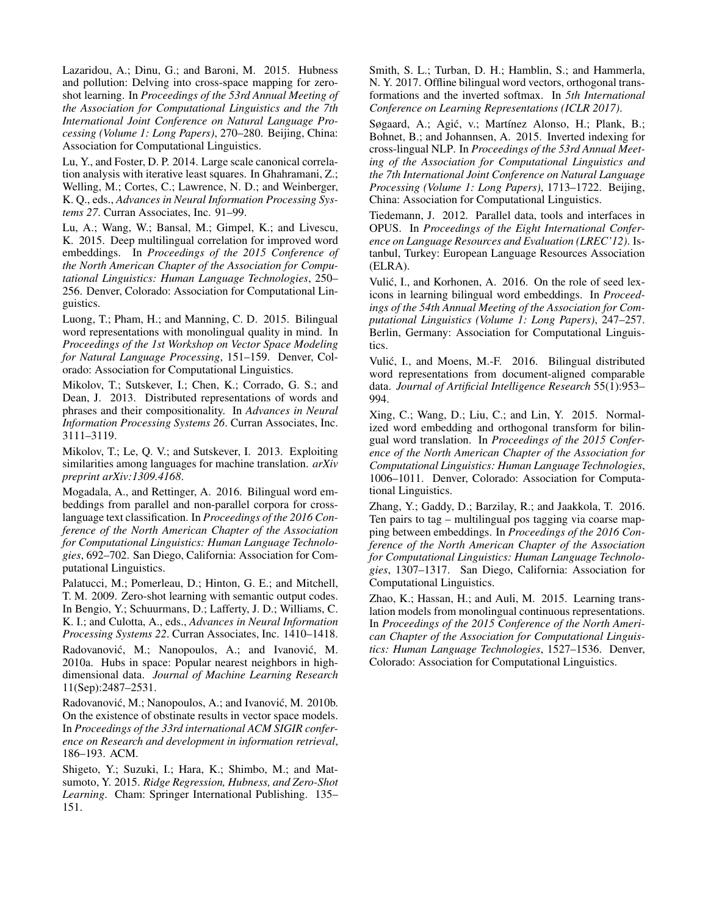Lazaridou, A.; Dinu, G.; and Baroni, M. 2015. Hubness and pollution: Delving into cross-space mapping for zero-shot learning. In *Proceedings of the 53rd Annual Meeting of the Association for Computational Linguistics and the 7th International Joint Conference on Natural Language Processing (Volume 1: Long Papers)*, 270–280. Beijing, China: Association for Computational Linguistics.

Lu, Y., and Foster, D. P. 2014. Large scale canonical correlation analysis with iterative least squares. In Ghahramani, Z.; Welling, M.; Cortes, C.; Lawrence, N. D.; and Weinberger, K. Q., eds., *Advances in Neural Information Processing Systems 27*. Curran Associates, Inc. 91–99.

Lu, A.; Wang, W.; Bansal, M.; Gimpel, K.; and Livescu, K. 2015. Deep multilingual correlation for improved word embeddings. In *Proceedings of the 2015 Conference of the North American Chapter of the Association for Computational Linguistics: Human Language Technologies*, 250–256. Denver, Colorado: Association for Computational Linguistics.

Luong, T.; Pham, H.; and Manning, C. D. 2015. Bilingual word representations with monolingual quality in mind. In *Proceedings of the 1st Workshop on Vector Space Modeling for Natural Language Processing*, 151–159. Denver, Colorado: Association for Computational Linguistics.

Mikolov, T.; Sutskever, I.; Chen, K.; Corrado, G. S.; and Dean, J. 2013. Distributed representations of words and phrases and their compositionality. In *Advances in Neural Information Processing Systems 26*. Curran Associates, Inc. 3111–3119.

Mikolov, T.; Le, Q. V.; and Sutskever, I. 2013. Exploiting similarities among languages for machine translation. *arXiv preprint arXiv:1309.4168*.

Mogadala, A., and Rettinger, A. 2016. Bilingual word embeddings from parallel and non-parallel corpora for cross-language text classification. In *Proceedings of the 2016 Conference of the North American Chapter of the Association for Computational Linguistics: Human Language Technologies*, 692–702. San Diego, California: Association for Computational Linguistics.

Palatucci, M.; Pomerleau, D.; Hinton, G. E.; and Mitchell, T. M. 2009. Zero-shot learning with semantic output codes. In Bengio, Y.; Schuurmans, D.; Lafferty, J. D.; Williams, C. K. I.; and Culotta, A., eds., *Advances in Neural Information Processing Systems 22*. Curran Associates, Inc. 1410–1418.

Radovanović, M.; Nanopoulos, A.; and Ivanović, M. 2010a. Hubs in space: Popular nearest neighbors in high-dimensional data. *Journal of Machine Learning Research* 11(Sep):2487–2531.

Radovanović, M.; Nanopoulos, A.; and Ivanović, M. 2010b. On the existence of obstinate results in vector space models. In *Proceedings of the 33rd international ACM SIGIR conference on Research and development in information retrieval*, 186–193. ACM.

Shigeto, Y.; Suzuki, I.; Hara, K.; Shimbo, M.; and Matsumoto, Y. 2015. *Ridge Regression, Hubness, and Zero-Shot Learning*. Cham: Springer International Publishing. 135–151.

Smith, S. L.; Turban, D. H.; Hamblin, S.; and Hammerla, N. Y. 2017. Offline bilingual word vectors, orthogonal transformations and the inverted softmax. In *5th International Conference on Learning Representations (ICLR 2017)*.

Søgaard, A.; Agić, v.; Martínez Alonso, H.; Plank, B.; Bohnet, B.; and Johannsen, A. 2015. Inverted indexing for cross-lingual NLP. In *Proceedings of the 53rd Annual Meeting of the Association for Computational Linguistics and the 7th International Joint Conference on Natural Language Processing (Volume 1: Long Papers)*, 1713–1722. Beijing, China: Association for Computational Linguistics.

Tiedemann, J. 2012. Parallel data, tools and interfaces in OPUS. In *Proceedings of the Eight International Conference on Language Resources and Evaluation (LREC'12)*. Istanbul, Turkey: European Language Resources Association (ELRA).

Vulić, I., and Korhonen, A. 2016. On the role of seed lexicons in learning bilingual word embeddings. In *Proceedings of the 54th Annual Meeting of the Association for Computational Linguistics (Volume 1: Long Papers)*, 247–257. Berlin, Germany: Association for Computational Linguistics.

Vulić, I., and Moens, M.-F. 2016. Bilingual distributed word representations from document-aligned comparable data. *Journal of Artificial Intelligence Research* 55(1):953–994.

Xing, C.; Wang, D.; Liu, C.; and Lin, Y. 2015. Normalized word embedding and orthogonal transform for bilingual word translation. In *Proceedings of the 2015 Conference of the North American Chapter of the Association for Computational Linguistics: Human Language Technologies*, 1006–1011. Denver, Colorado: Association for Computational Linguistics.

Zhang, Y.; Gaddy, D.; Barzilay, R.; and Jaakkola, T. 2016. Ten pairs to tag – multilingual pos tagging via coarse mapping between embeddings. In *Proceedings of the 2016 Conference of the North American Chapter of the Association for Computational Linguistics: Human Language Technologies*, 1307–1317. San Diego, California: Association for Computational Linguistics.

Zhao, K.; Hassan, H.; and Auli, M. 2015. Learning translation models from monolingual continuous representations. In *Proceedings of the 2015 Conference of the North American Chapter of the Association for Computational Linguistics: Human Language Technologies*, 1527–1536. Denver, Colorado: Association for Computational Linguistics.